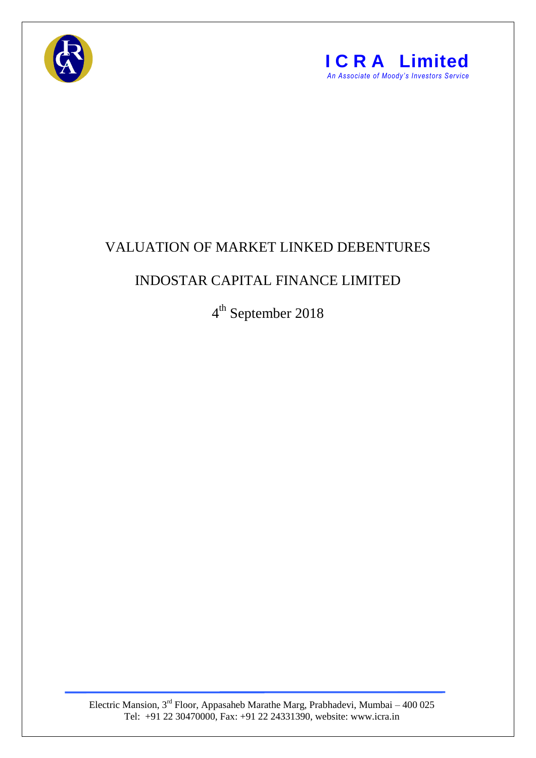**ICRA Limited**

*An Associate of Moody's Investors Service*

# VALUATION OF MARKET LINKED DEBENTURES

## INDOSTAR CAPITAL FINANCE LIMITED

4th September 2018

Electric Mansion, 3rd Floor, Appasaheb Marathe Marg, Prabhadevi, Mumbai – 400 025
Tel: +91 22 30470000, Fax: +91 22 24331390, website: www.icra.in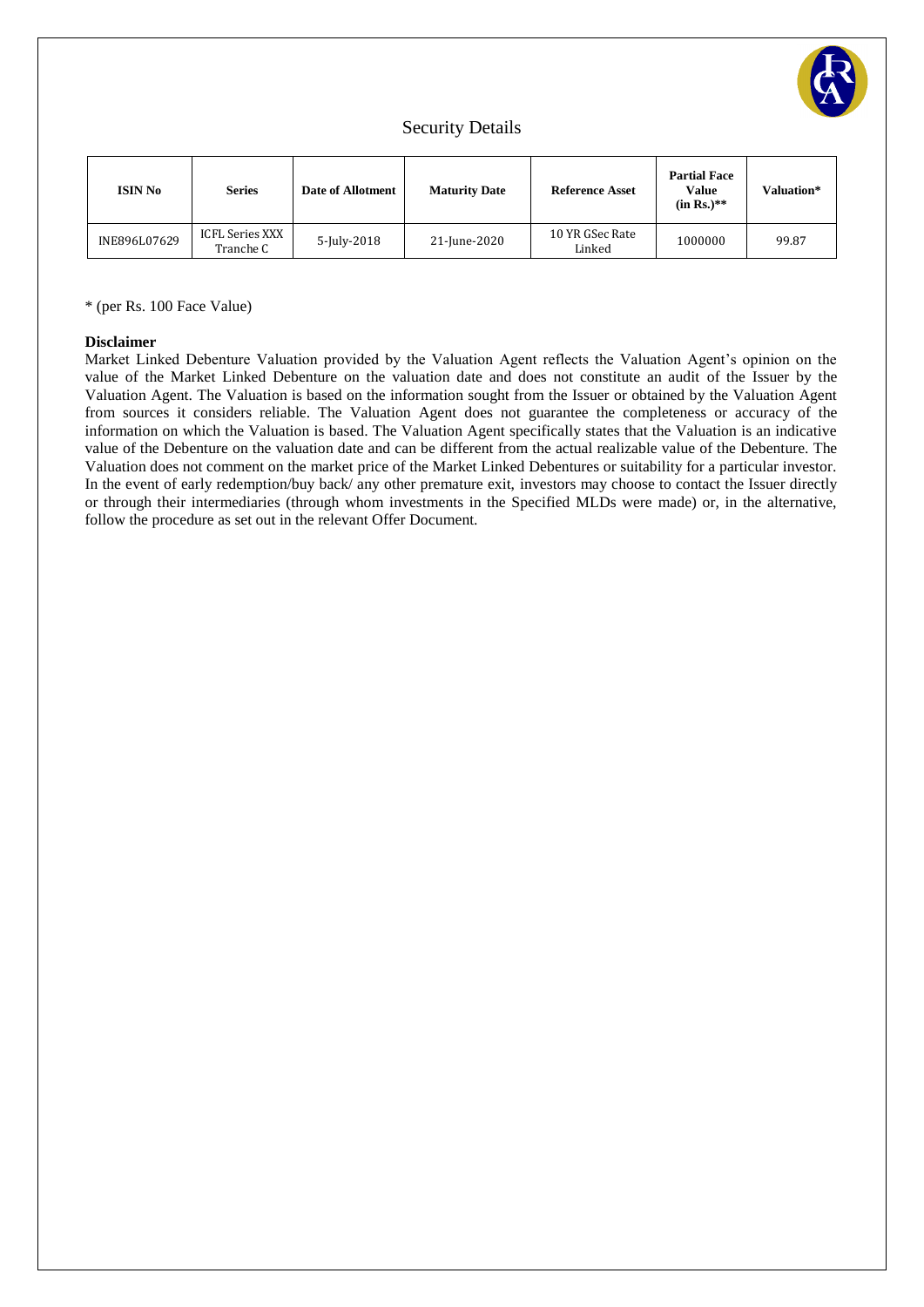## Security Details

| ISIN No | Series | Date of Allotment | Maturity Date | Reference Asset | Partial Face Value (in Rs.)** | Valuation* |
|---|---|---|---|---|---|---|
| INE896L07629 | ICFL Series XXX Tranche C | 5-July-2018 | 21-June-2020 | 10 YR GSec Rate Linked | 1000000 | 99.87 |

\* (per Rs. 100 Face Value)

**Disclaimer**

Market Linked Debenture Valuation provided by the Valuation Agent reflects the Valuation Agent's opinion on the value of the Market Linked Debenture on the valuation date and does not constitute an audit of the Issuer by the Valuation Agent. The Valuation is based on the information sought from the Issuer or obtained by the Valuation Agent from sources it considers reliable. The Valuation Agent does not guarantee the completeness or accuracy of the information on which the Valuation is based. The Valuation Agent specifically states that the Valuation is an indicative value of the Debenture on the valuation date and can be different from the actual realizable value of the Debenture. The Valuation does not comment on the market price of the Market Linked Debentures or suitability for a particular investor. In the event of early redemption/buy back/ any other premature exit, investors may choose to contact the Issuer directly or through their intermediaries (through whom investments in the Specified MLDs were made) or, in the alternative, follow the procedure as set out in the relevant Offer Document.